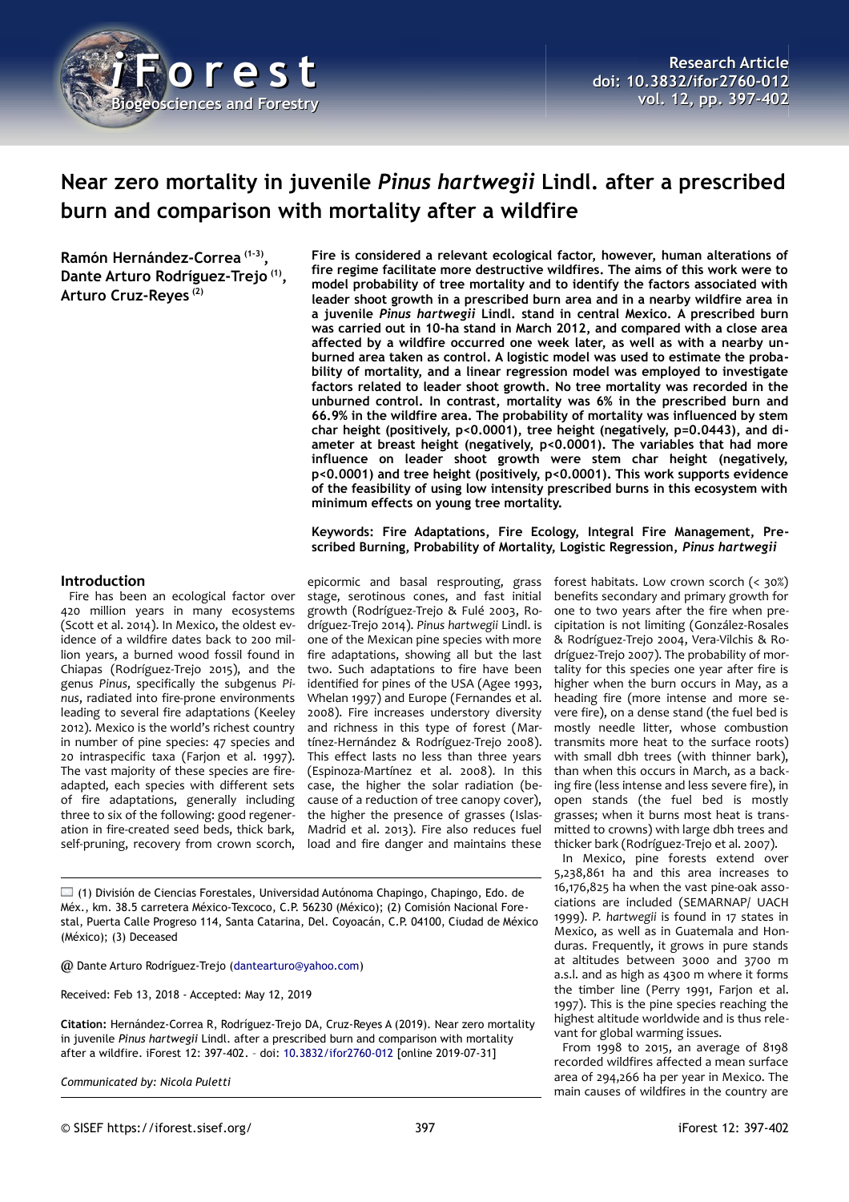# Near zero mortality in juvenile *Pinus hartwegii* Lindl. after a prescribed burn and comparison with mortality after a wildfire

**Ramón Hernández-Correa [1-3], Dante Arturo Rodríguez-Trejo [1], Arturo Cruz-Reyes [2]**

**Fire is considered a relevant ecological factor, however, human alterations of fire regime facilitate more destructive wildfires. The aims of this work were to model probability of tree mortality and to identify the factors associated with leader shoot growth in a prescribed burn area and in a nearby wildfire area in a juvenile *Pinus hartwegii* Lindl. stand in central Mexico. A prescribed burn was carried out in 10-ha stand in March 2012, and compared with a close area affected by a wildfire occurred one week later, as well as with a nearby unburned area taken as control. A logistic model was used to estimate the probability of mortality, and a linear regression model was employed to investigate factors related to leader shoot growth. No tree mortality was recorded in the unburned control. In contrast, mortality was 6% in the prescribed burn and 66.9% in the wildfire area. The probability of mortality was influenced by stem char height (positively, p<0.0001), tree height (negatively, p=0.0443), and diameter at breast height (negatively, p<0.0001). The variables that had more influence on leader shoot growth were stem char height (negatively, p<0.0001) and tree height (positively, p<0.0001). This work supports evidence of the feasibility of using low intensity prescribed burns in this ecosystem with minimum effects on young tree mortality.**

**Keywords: Fire Adaptations, Fire Ecology, Integral Fire Management, Prescribed Burning, Probability of Mortality, Logistic Regression, *Pinus hartwegii***

## Introduction

Fire has been an ecological factor over 420 million years in many ecosystems (Scott et al. 2014). In Mexico, the oldest evidence of a wildfire dates back to 200 million years, a burned wood fossil found in Chiapas (Rodríguez-Trejo 2015), and the genus *Pinus*, specifically the subgenus *Pinus*, radiated into fire-prone environments leading to several fire adaptions (Keeley 2012). Mexico is the world's richest country in number of pine species: 47 species and 20 intraspecific taxa (Farjon et al. 1997). The vast majority of these species are fire-adapted, each species with different sets of fire adaptations, generally including three to six of the following: good regeneration in fire-created seed beds, thick bark, self-pruning, recovery from crown scorch, epicormic and basal resprouting, grass stage, serotinous cones, and fast initial growth (Rodríguez-Trejo & Fulé 2003, Rodríguez-Trejo 2014). *Pinus hartwegii* Lindl. is one of the Mexican pine species with more fire adaptations, showing all but the last two. Such adaptations to fire have been identified for pines of the USA (Agee 1993, Whelan 1997) and Europe (Fernandes et al. 2008). Fire increases understory diversity and richness in this type of forest (Martínez-Hernández & Rodríguez-Trejo 2008). This effect lasts no less than three years (Espinoza-Martínez et al. 2008). In this case, the higher the solar radiation (because of a reduction of tree canopy cover), the higher the presence of grasses (Islas-Madrid et al. 2013). Fire also reduces fuel load and fire danger and maintains these forest habitats. Low crown scorch (< 30%) benefits secondary and primary growth for one to two years after the fire when precipitation is not limiting (González-Rosales & Rodríguez-Trejo 2004, Vera-Vilchis & Rodríguez-Trejo 2007). The probability of mortality for this species one year after fire is higher when the burn occurs in May, as a heading fire (more intense and more severe fire), on a dense stand (the fuel bed is mostly needle litter, whose combustion transmits more heat to the surface roots) with small dbh trees (with thinner bark), than when this occurs in March, as a backing fire (less intense and less severe fire), in open stands (the fuel bed is mostly grasses; when it burns most heat is transmitted to crowns) with large dbh trees and thicker bark (Rodríguez-Trejo et al. 2007).

In Mexico, pine forests extend over 5,238,861 ha and this area increases to 16,176,825 ha when the vast pine-oak associations are included (SEMARNAP/ UACH 1999). *P. hartwegii* is found in 17 states in Mexico, as well as in Guatemala and Honduras. Frequently, it grows in pure stands at altitudes between 3000 and 3700 m a.s.l. and as high as 4300 m where it forms the timber line (Perry 1991, Farjon et al. 1997). This is the pine species reaching the highest altitude worldwide and is thus relevant for global warming issues.

From 1998 to 2015, an average of 8198 recorded wildfires affected a mean surface area of 294,266 ha per year in Mexico. The main causes of wildfires in the country are

---

(1) División de Ciencias Forestales, Universidad Autónoma Chapingo, Chapingo, Edo. de Méx., km. 38.5 carretera México-Texcoco, C.P. 56230 (México); (2) Comisión Nacional Forestal, Puerta Calle Progreso 114, Santa Catarina, Del. Coyoacán, C.P. 04100, Ciudad de México (México); (3) Deceased

@ Dante Arturo Rodríguez-Trejo (dantearturo@yahoo.com)

Received: Feb 13, 2018 - Accepted: May 12, 2019

**Citation:** Hernández-Correa R, Rodríguez-Trejo DA, Cruz-Reyes A (2019). Near zero mortality in juvenile *Pinus hartwegii* Lindl. after a prescribed burn and comparison with mortality after a wildfire. iForest 12: 397-402. – doi: 10.3832/ifor2760-012 [online 2019-07-31]

*Communicated by: Nicola Puletti*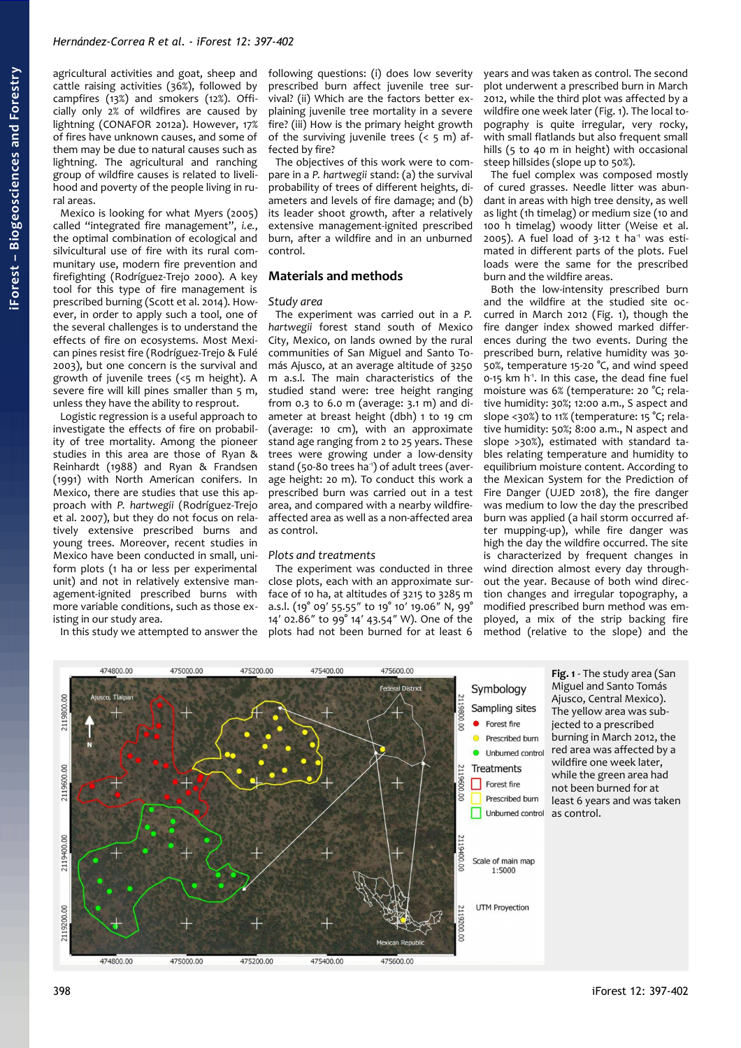agricultural activities and goat, sheep and cattle raising activities (36%), followed by campfires (13%) and smokers (12%). Officially only 2% of wildfires are caused by lightning (CONAFOR 2012a). However, 17% of fires have unknown causes, and some of them may be due to natural causes such as lightning. The agricultural and ranching group of wildfire causes is related to livelihood and poverty of the people living in rural areas.

Mexico is looking for what Myers (2005) called "integrated fire management", *i.e.*, the optimal combination of ecological and silvicultural use of fire with its rural communitary use, modern fire prevention and firefighting (Rodríguez-Trejo 2000). A key tool for this type of fire management is prescribed burning (Scott et al. 2014). However, in order to apply such a tool, one of the several challenges is to understand the effects of fire on ecosystems. Most Mexican pines resist fire (Rodríguez-Trejo & Fulé 2003), but one concern is the survival and growth of juvenile trees (<5 m height). A severe fire will kill pines smaller than 5 m, unless they have the ability to resprout.

Logistic regression is a useful approach to investigate the effects of fire on probability of tree mortality. Among the pioneer studies in this area are those of Ryan & Reinhardt (1988) and Ryan & Frandsen (1991) with North American conifers. In Mexico, there are studies that use this approach with *P. hartwegii* (Rodríguez-Trejo et al. 2007), but they do not focus on relatively extensive prescribed burns and young trees. Moreover, recent studies in Mexico have been conducted in small, uniform plots (1 ha or less per experimental unit) and not in relatively extensive management-ignited prescribed burns with more variable conditions, such as those existing in our study area.

In this study we attempted to answer the following questions: (i) does low severity prescribed burn affect juvenile tree survival? (ii) Which are the factors better explaining juvenile tree mortality in a severe fire? (iii) How is the primary height growth of the surviving juvenile trees (< 5 m) affected by fire?

The objectives of this work were to compare in a *P. hartwegii* stand: (a) the survival probability of trees of different heights, diameters and levels of fire damage; and (b) its leader shoot growth, after a relatively extensive management-ignited prescribed burn, after a wildfire and in an unburned control.

## Materials and methods

### Study area

The experiment was carried out in a *P. hartwegii* forest stand south of Mexico City, Mexico, on lands owned by the rural communities of San Miguel and Santo Tomás Ajusco, at an average altitude of 3250 m a.s.l. The main characteristics of the studied stand were: tree height ranging from 0.3 to 6.0 m (average: 3.1 m) and diameter at breast height (dbh) 1 to 19 cm (average: 10 cm), with an approximate stand age ranging from 2 to 25 years. These trees were growing under a low-density stand (50-80 trees ha$^{-1}$) of adult trees (average height: 20 m). To conduct this work a prescribed burn was carried out in a test area, and compared with a nearby wildfire-affected area as well as a non-affected area as control.

### Plots and treatments

The experiment was conducted in three close plots, each with an approximate surface of 10 ha, at altitudes of 3215 to 3285 m a.s.l. (19° 09′ 55.55″ to 19° 10′ 19.06″ N, 99° 14′ 02.86″ to 99° 14′ 43.54″ W). One of the plots had not been burned for at least 6 years and was taken as control. The second plot underwent a prescribed burn in March 2012, while the third plot was affected by a wildfire one week later (Fig. 1). The local topography is quite irregular, very rocky, with small flatlands but also frequent small hills (5 to 40 m in height) with occasional steep hillsides (slope up to 50%).

The fuel complex was composed mostly of cured grasses. Needle litter was abundant in areas with high tree density, as well as light (1h timelag) or medium size (10 and 100 h timelag) woody litter (Weise et al. 2005). A fuel load of 3-12 t ha$^{-1}$ was estimated in different parts of the plots. Fuel loads were the same for the prescribed burn and the wildfire areas.

Both the low-intensity prescribed burn and the wildfire at the studied site occurred in March 2012 (Fig. 1), though the fire danger index showed marked differences during the two events. During the prescribed burn, relative humidity was 30-50%, temperature 15-20 °C, and wind speed 0-15 km h$^{-1}$. In this case, the dead fine fuel moisture was 6% (temperature: 20 °C; relative humidity: 30%; 12:00 a.m., S aspect and slope <30%) to 11% (temperature: 15 °C; relative humidity: 50%; 8:00 a.m., N aspect and slope >30%), estimated with standard tables relating temperature and humidity to equilibrium moisture content. According to the Mexican System for the Prediction of Fire Danger (UJED 2018), the fire danger was medium to low the day the prescribed burn was applied (a hail storm occurred after mupping-up), while fire danger was high the day the wildfire occurred. The site is characterized by frequent changes in wind direction almost every day throughout the year. Because of both wind direction changes and irregular topography, a modified prescribed burn method was employed, a mix of the strip backing fire method (relative to the slope) and the

**Fig. 1** - The study area (San Miguel and Santo Tomás Ajusco, Central Mexico). The yellow area was subjected to a prescribed burning in March 2012, the red area was affected by a wildfire one week later, while the green area had not been burned for at least 6 years and was taken as control.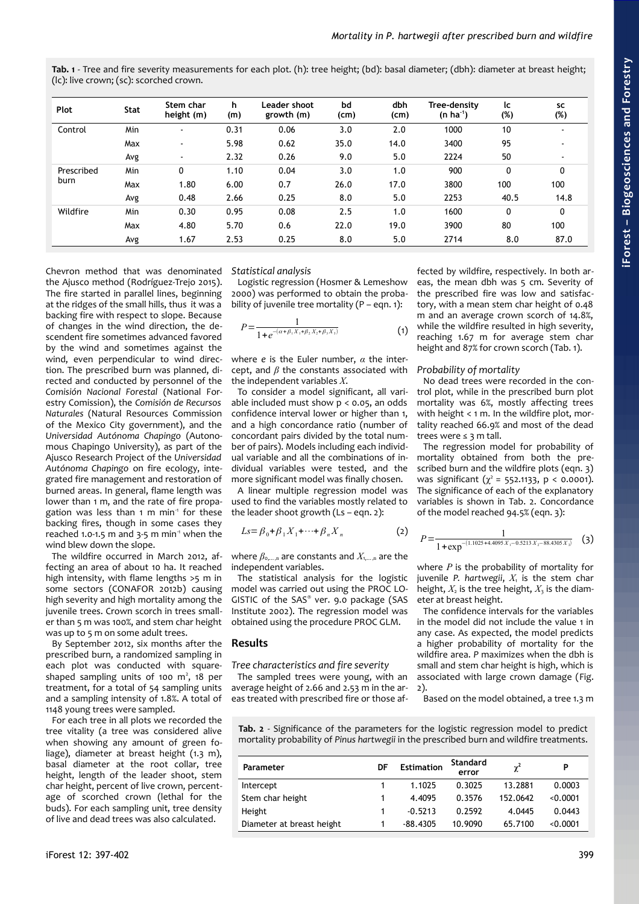**Tab. 1** - Tree and fire severity measurements for each plot. (h): tree height; (bd): basal diameter; (dbh): diameter at breast height; (lc): live crown; (sc): scorched crown.

| Plot | Stat | Stem char height (m) | h (m) | Leader shoot growth (m) | bd (cm) | dbh (cm) | Tree-density (n ha$^{-1}$) | lc (%) | sc (%) |
|---|---|---|---|---|---|---|---|---|---|
| Control | Min | - | 0.31 | 0.06 | 3.0 | 2.0 | 1000 | 10 | - |
| | Max | - | 5.98 | 0.62 | 35.0 | 14.0 | 3400 | 95 | - |
| | Avg | - | 2.32 | 0.26 | 9.0 | 5.0 | 2224 | 50 | - |
| Prescribed burn | Min | 0 | 1.10 | 0.04 | 3.0 | 1.0 | 900 | 0 | 0 |
| | Max | 1.80 | 6.00 | 0.7 | 26.0 | 17.0 | 3800 | 100 | 100 |
| | Avg | 0.48 | 2.66 | 0.25 | 8.0 | 5.0 | 2253 | 40.5 | 14.8 |
| Wildfire | Min | 0.30 | 0.95 | 0.08 | 2.5 | 1.0 | 1600 | 0 | 0 |
| | Max | 4.80 | 5.70 | 0.6 | 22.0 | 19.0 | 3900 | 80 | 100 |
| | Avg | 1.67 | 2.53 | 0.25 | 8.0 | 5.0 | 2714 | 8.0 | 87.0 |

Chevron method that was denominated the Ajusco method (Rodríguez-Trejo 2015). The fire started in parallel lines, beginning at the ridges of the small hills, thus it was a backing fire with respect to slope. Because of changes in the wind direction, the descendent fire sometimes advanced favored by the wind and sometimes against the wind, even perpendicular to wind direction. The prescribed burn was planned, directed and conducted by personnel of the *Comisión Nacional Forestal* (National Forestry Comission), the *Comisión de Recursos Naturales* (Natural Resources Commission of the Mexico City government), and the *Universidad Autónoma Chapingo* (Autonomous Chapingo University), as part of the Ajusco Research Project of the *Universidad Autónoma Chapingo* on fire ecology, integrated fire management and restoration of burned areas. In general, flame length was lower than 1 m, and the rate of fire propagation was less than 1 m min$^{-1}$ for these backing fires, though in some cases they reached 1.0-1.5 m and 3-5 m min$^{-1}$ when the wind blew down the slope.

The wildfire occurred in March 2012, affecting an area of about 10 ha. It reached high intensity, with flame lengths >5 m in some sectors (CONAFOR 2012b) causing high severity and high mortality among the juvenile trees. Crown scorch in trees smaller than 5 m was 100%, and stem char height was up to 5 m on some adult trees.

By September 2012, six months after the prescribed burn, a randomized sampling in each plot was conducted with square-shaped sampling units of 100 m$^2$, 18 per treatment, for a total of 54 sampling units and a sampling intensity of 1.8%. A total of 1148 young trees were sampled.

For each tree in all plots we recorded the tree vitality (a tree was considered alive when showing any amount of green foliage), diameter at breast height (1.3 m), basal diameter at the root collar, tree height, length of the leader shoot, stem char height, percent of live crown, percentage of scorched crown (lethal for the buds). For each sampling unit, tree density of live and dead trees was also calculated.

### Statistical analysis

Logistic regression (Hosmer & Lemeshow 2000) was performed to obtain the probability of juvenile tree mortality (P – eqn. 1):

$$P=\frac{1}{1+e^{-(\alpha+\beta_1 X_1+\beta_2 X_2+\beta_3 X_3)}} \quad (1)$$

where *e* is the Euler number, $\alpha$ the intercept, and $\beta$ the constants associated with the independent variables $X$.

To consider a model significant, all variable included must show $p < 0.05$, an odds confidence interval lower or higher than 1, and a high concordance ratio (number of concordant pairs divided by the total number of pairs). Models including each individual variable and all the combinations of individual variables were tested, and the more significant model was finally chosen.

A linear multiple regression model was used to find the variables mostly related to the leader shoot growth (Ls – eqn. 2):

$$Ls=\beta_0+\beta_1 X_1+\cdots+\beta_n X_n \quad (2)$$

where $\beta_{0,\ldots,n}$ are constants and $X_{1,\ldots,n}$ are the independent variables.

The statistical analysis for the logistic model was carried out using the PROC LOGISTIC of the SAS® ver. 9.0 package (SAS Institute 2002). The regression model was obtained using the procedure PROC GLM.

## Results

### Tree characteristics and fire severity

The sampled trees were young, with an average height of 2.66 and 2.53 m in the areas treated with prescribed fire or those affected by wildfire, respectively. In both areas, the mean dbh was 5 cm. Severity of the prescribed fire was low and satisfactory, with a mean stem char height of 0.48 m and an average crown scorch of 14.8%, while the wildfire resulted in high severity, reaching 1.67 m for average stem char height and 87% for crown scorch (Tab. 1).

### Probability of mortality

No dead trees were recorded in the control plot, while in the prescribed burn plot mortality was 6%, mostly affecting trees with height < 1 m. In the wildfire plot, mortality reached 66.9% and most of the dead trees were ≤ 3 m tall.

The regression model for probability of mortality obtained from both the prescribed burn and the wildfire plots (eqn. 3) was significant ($\chi^2$ = 552.1133, $p < 0.0001$). The significance of each of the explanatory variables is shown in Tab. 2. Concordance of the model reached 94.5% (eqn. 3):

$$P=\frac{1}{1+\exp^{-(1.1025+4.4095 X_1-0.5213 X_2-88.4305 X_3)}} \quad (3)$$

where $P$ is the probability of mortality for juvenile *P. hartwegii*, $X_1$ is the stem char height, $X_2$ is the tree height, $X_3$ is the diameter at breast height.

The confidence intervals for the variables in the model did not include the value 1 in any case. As expected, the model predicts a higher probability of mortality for the wildfire area. *P* maximizes when the dbh is small and stem char height is high, which is associated with large crown damage (Fig. 2).

Based on the model obtained, a tree 1.3 m

**Tab. 2** - Significance of the parameters for the logistic regression model to predict mortality probability of *Pinus hartwegii* in the prescribed burn and wildfire treatments.

| Parameter | DF | Estimation | Standard error | $\chi^2$ | P |
|---|---|---|---|---|---|
| Intercept | 1 | 1.1025 | 0.3025 | 13.2881 | 0.0003 |
| Stem char height | 1 | 4.4095 | 0.3576 | 152.0642 | <0.0001 |
| Height | 1 | -0.5213 | 0.2592 | 4.0445 | 0.0443 |
| Diameter at breast height | 1 | -88.4305 | 10.9090 | 65.7100 | <0.0001 |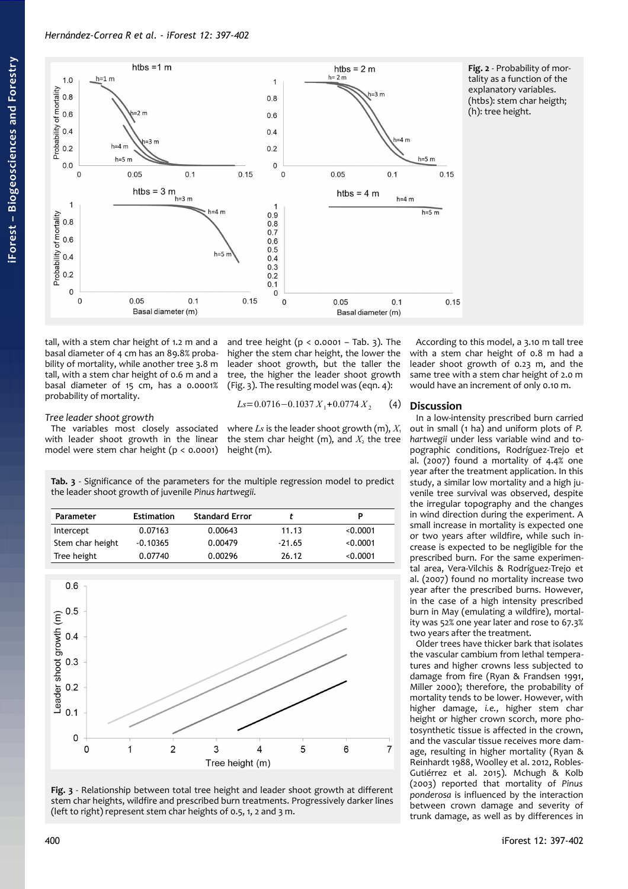**Fig. 2** - Probability of mortality as a function of the explanatory variables. (htbs): stem char heigth; (h): tree height.

tall, with a stem char height of 1.2 m and a basal diameter of 4 cm has an 89.8% probability of mortality, while another tree 3.8 m tall, with a stem char height of 0.6 m and a basal diameter of 15 cm, has a 0.0001% probability of mortality.

### *Tree leader shoot growth*

The variables most closely associated with leader shoot growth in the linear model were stem char height ($p < 0.0001$) and tree height ($p < 0.0001$ – Tab. 3). The higher the stem char height, the lower the leader shoot growth, but the taller the tree, the higher the leader shoot growth (Fig. 3). The resulting model was (eqn. 4):

$$Ls = 0.0716 - 0.1037 X_1 + 0.0774 X_2 \qquad (4)$$

where $Ls$ is the leader shoot growth (m), $X_1$ the stem char height (m), and $X_2$ the tree height (m).

**Tab. 3** - Significance of the parameters for the multiple regression model to predict the leader shoot growth of juvenile *Pinus hartwegii*.

| Parameter | Estimation | Standard Error | t | P |
|---|---|---|---|---|
| Intercept | 0.07163 | 0.00643 | 11.13 | <0.0001 |
| Stem char height | -0.10365 | 0.00479 | -21.65 | <0.0001 |
| Tree height | 0.07740 | 0.00296 | 26.12 | <0.0001 |

**Fig. 3** - Relationship between total tree height and leader shoot growth at different stem char heights, wildfire and prescribed burn treatments. Progressively darker lines (left to right) represent stem char heights of 0.5, 1, 2 and 3 m.

According to this model, a 3.10 m tall tree with a stem char height of 0.8 m had a leader shoot growth of 0.23 m, and the same tree with a stem char height of 2.0 m would have an increment of only 0.10 m.

## Discussion

In a low-intensity prescribed burn carried out in small (1 ha) and uniform plots of *P. hartwegii* under less variable wind and topographic conditions, Rodríguez-Trejo et al. (2007) found a mortality of 4.4% one year after the treatment application. In this study, a similar low mortality and a high juvenile tree survival was observed, despite the irregular topography and the changes in wind direction during the experiment. A small increase in mortality is expected one or two years after wildfire, while such increase is expected to be negligible for the prescribed burn. For the same experimental area, Vera-Vilchis & Rodríguez-Trejo et al. (2007) found no mortality increase two year after the prescribed burns. However, in the case of a high intensity prescribed burn in May (emulating a wildfire), mortality was 52% one year later and rose to 67.3% two years after the treatment.

Older trees have thicker bark that isolates the vascular cambium from lethal temperatures and higher crowns less subjected to damage from fire (Ryan & Frandsen 1991, Miller 2000); therefore, the probability of mortality tends to be lower. However, with higher damage, *i.e.*, higher stem char height or higher crown scorch, more photosynthetic tissue is affected in the crown, and the vascular tissue receives more damage, resulting in higher mortality (Ryan & Reinhardt 1988, Woolley et al. 2012, Robles-Gutiérrez et al. 2015). Mchugh & Kolb (2003) reported that mortality of *Pinus ponderosa* is influenced by the interaction between crown damage and severity of trunk damage, as well as by differences in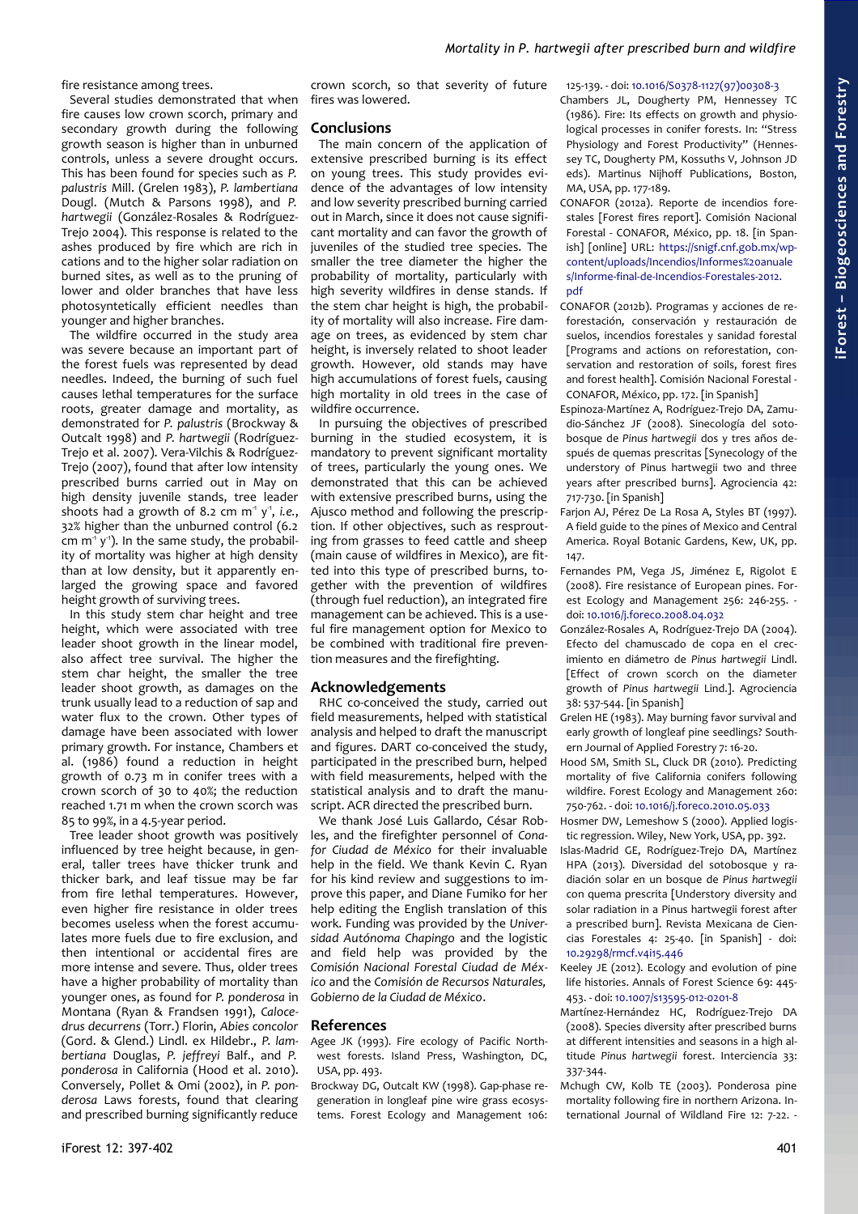fire resistance among trees.

Several studies demonstrated that when fire causes low crown scorch, primary and secondary growth during the following growth season is higher than in unburned controls, unless a severe drought occurs. This has been found for species such as *P. palustris* Mill. (Grelen 1983), *P. lambertiana* Dougl. (Mutch & Parsons 1998), and *P. hartwegii* (González-Rosales & Rodríguez-Trejo 2004). This response is related to the ashes produced by fire which are rich in cations and to the higher solar radiation on burned sites, as well as to the pruning of lower and older branches that have less photosyntetically efficient needles than younger and higher branches.

The wildfire occurred in the study area was severe because an important part of the forest fuels was represented by dead needles. Indeed, the burning of such fuel causes lethal temperatures for the surface roots, greater damage and mortality, as demonstrated for *P. palustris* (Brockway & Outcalt 1998) and *P. hartwegii* (Rodríguez-Trejo et al. 2007). Vera-Vilchis & Rodríguez-Trejo (2007), found that after low intensity prescribed burns carried out in May on high density juvenile stands, tree leader shoots had a growth of 8.2 cm $m^{-1}$ $y^{-1}$, *i.e.*, 32% higher than the unburned control (6.2 cm $m^{-1}$ $y^{-1}$). In the same study, the probability of mortality was higher at high density than at low density, but it apparently enlarged the growing space and favored height growth of surviving trees.

In this study stem char height and tree height, which were associated with tree leader shoot growth in the linear model, also affect tree survival. The higher the stem char height, the smaller the tree leader shoot growth, as damages on the trunk usually lead to a reduction of sap and water flux to the crown. Other types of damage have been associated with lower primary growth. For instance, Chambers et al. (1986) found a reduction in height growth of 0.73 m in conifer trees with a crown scorch of 30 to 40%; the reduction reached 1.71 m when the crown scorch was 85 to 99%, in a 4.5-year period.

Tree leader shoot growth was positively influenced by tree height because, in general, taller trees have thicker trunk and thicker bark, and leaf tissue may be far from fire lethal temperatures. However, even higher fire resistance in older trees becomes useless when the forest accumulates more fuels due to fire exclusion, and then intentional or accidental fires are more intense and severe. Thus, older trees have a higher probability of mortality than younger ones, as found for *P. ponderosa* in Montana (Ryan & Frandsen 1991), *Calocedrus decurrens* (Torr.) Florin, *Abies concolor* (Gord. & Glend.) Lindl. ex Hildebr., *P. lambertiana* Douglas, *P. jeffreyi* Balf., and *P. ponderosa* in California (Hood et al. 2010). Conversely, Pollet & Omi (2002), in *P. ponderosa* Laws forests, found that clearing and prescribed burning significantly reduce crown scorch, so that severity of future fires was lowered.

## Conclusions

The main concern of the application of extensive prescribed burning is its effect on young trees. This study provides evidence of the advantages of low intensity and low severity prescribed burning carried out in March, since it does not cause significant mortality and can favor the growth of juveniles of the studied tree species. The smaller the tree diameter the higher the probability of mortality, particularly with high severity wildfires in dense stands. If the stem char height is high, the probability of mortality will also increase. Fire damage on trees, as evidenced by stem char height, is inversely related to shoot leader growth. However, old stands may have high accumulations of forest fuels, causing high mortality in old trees in the case of wildfire occurrence.

In pursuing the objectives of prescribed burning in the studied ecosystem, it is mandatory to prevent significant mortality of trees, particularly the young ones. We demonstrated that this can be achieved with extensive prescribed burns, using the Ajusco method and following the prescription. If other objectives, such as resprouting from grasses to feed cattle and sheep (main cause of wildfires in Mexico), are fitted into this type of prescribed burns, together with the prevention of wildfires (through fuel reduction), an integrated fire management can be achieved. This is a useful fire management option for Mexico to be combined with traditional fire prevention measures and the firefighting.

## Acknowledgements

RHC co-conceived the study, carried out field measurements, helped with statistical analysis and helped to draft the manuscript and figures. DART co-conceived the study, participated in the prescribed burn, helped with field measurements, helped with the statistical analysis and to draft the manuscript. ACR directed the prescribed burn.

We thank José Luis Gallardo, César Robles, and the firefighter personnel of *Conafor Ciudad de México* for their invaluable help in the field. We thank Kevin C. Ryan for his kind review and suggestions to improve this paper, and Diane Fumiko for her help editing the English translation of this work. Funding was provided by the *Universidad Autónoma Chapingo* and the logistic and field help was provided by the *Comisión Nacional Forestal Ciudad de México* and the *Comisión de Recursos Naturales, Gobierno de la Ciudad de México*.

## References

Agee JK (1993). Fire ecology of Pacific Northwest forests. Island Press, Washington, DC, USA, pp. 493.

Brockway DG, Outcalt KW (1998). Gap-phase regeneration in longleaf pine wire grass ecosystems. Forest Ecology and Management 106: 125-139. - doi: 10.1016/S0378-1127(97)00308-3

Chambers JL, Dougherty PM, Hennessey TC (1986). Fire: Its effects on growth and physiological processes in conifer forests. In: "Stress Physiology and Forest Productivity" (Hennessey TC, Dougherty PM, Kossuths V, Johnson JD eds). Martinus Nijhoff Publications, Boston, MA, USA, pp. 177-189.

CONAFOR (2012a). Reporte de incendios forestales [Forest fires report]. Comisión Nacional Forestal - CONAFOR, México, pp. 18. [in Spanish] [online] URL: https://snigf.cnf.gob.mx/wp-content/uploads/Incendios/Informes%20anuales/Informe-final-de-Incendios-Forestales-2012.pdf

CONAFOR (2012b). Programas y acciones de reforestación, conservación y restauración de suelos, incendios forestales y sanidad forestal [Programs and actions on reforestation, conservation and restoration of soils, forest fires and forest health]. Comisión Nacional Forestal - CONAFOR, México, pp. 172. [in Spanish]

Espinoza-Martínez A, Rodríguez-Trejo DA, Zamudio-Sánchez JF (2008). Sinecología del sotobosque de *Pinus hartwegii* dos y tres años después de quemas prescritas [Synecology of the understory of Pinus hartwegii two and three years after prescribed burns]. Agrociencia 42: 717-730. [in Spanish]

Farjon AJ, Pérez De La Rosa A, Styles BT (1997). A field guide to the pines of Mexico and Central America. Royal Botanic Gardens, Kew, UK, pp. 147.

Fernandes PM, Vega JS, Jiménez E, Rigolot E (2008). Fire resistance of European pines. Forest Ecology and Management 256: 246-255. - doi: 10.1016/j.foreco.2008.04.032

González-Rosales A, Rodríguez-Trejo DA (2004). Efecto del chamuscado de copa en el crecimiento en diámetro de *Pinus hartwegii* Lindl. [Effect of crown scorch on the diameter growth of *Pinus hartwegii* Lind.]. Agrociencia 38: 537-544. [in Spanish]

Grelen HE (1983). May burning favor survival and early growth of longleaf pine seedlings? Southern Journal of Applied Forestry 7: 16-20.

Hood SM, Smith SL, Cluck DR (2010). Predicting mortality of five California conifers following wildfire. Forest Ecology and Management 260: 750-762. - doi: 10.1016/j.foreco.2010.05.033

Hosmer DW, Lemeshow S (2000). Applied logistic regression. Wiley, New York, USA, pp. 392.

Islas-Madrid GE, Rodríguez-Trejo DA, Martínez HPA (2013). Diversidad del sotobosque y radiación solar en un bosque de *Pinus hartwegii* con quema prescrita [Understory diversity and solar radiation in a Pinus hartwegii forest after a prescribed burn]. Revista Mexicana de Ciencias Forestales 4: 25-40. [in Spanish] - doi: 10.29298/rmcf.v4i15.446

Keeley JE (2012). Ecology and evolution of pine life histories. Annals of Forest Science 69: 445-453. - doi: 10.1007/s13595-012-0201-8

Martínez-Hernández HC, Rodríguez-Trejo DA (2008). Species diversity after prescribed burns at different intensities and seasons in a high altitude *Pinus hartwegii* forest. Interciencia 33: 337-344.

Mchugh CW, Kolb TE (2003). Ponderosa pine mortality following fire in northern Arizona. International Journal of Wildland Fire 12: 7-22. -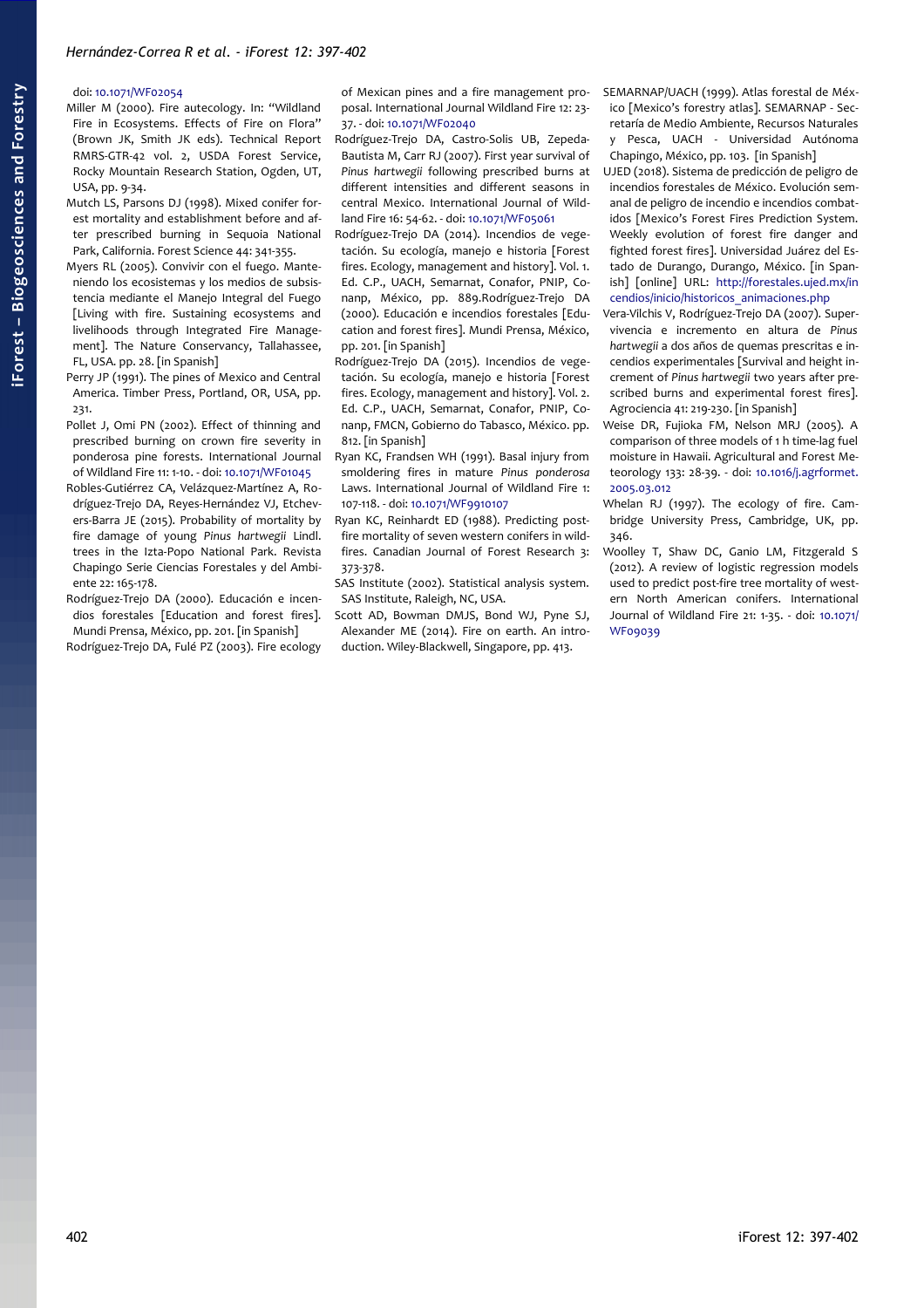doi: 10.1071/WF02054

Miller M (2000). Fire autecology. In: "Wildland Fire in Ecosystems. Effects of Fire on Flora" (Brown JK, Smith JK eds). Technical Report RMRS-GTR-42 vol. 2, USDA Forest Service, Rocky Mountain Research Station, Ogden, UT, USA, pp. 9-34.

Mutch LS, Parsons DJ (1998). Mixed conifer forest mortality and establishment before and after prescribed burning in Sequoia National Park, California. Forest Science 44: 341-355.

Myers RL (2005). Convivir con el fuego. Manteniendo los ecosistemas y los medios de subsistencia mediante el Manejo Integral del Fuego [Living with fire. Sustaining ecosystems and livelihoods through Integrated Fire Management]. The Nature Conservancy, Tallahassee, FL, USA. pp. 28. [in Spanish]

Perry JP (1991). The pines of Mexico and Central America. Timber Press, Portland, OR, USA, pp. 231.

Pollet J, Omi PN (2002). Effect of thinning and prescribed burning on crown fire severity in ponderosa pine forests. International Journal of Wildland Fire 11: 1-10. - doi: 10.1071/WF01045

Robles-Gutiérrez CA, Velázquez-Martínez A, Rodríguez-Trejo DA, Reyes-Hernández VJ, Etchevers-Barra JE (2015). Probability of mortality by fire damage of young *Pinus hartwegii* Lindl. trees in the Izta-Popo National Park. Revista Chapingo Serie Ciencias Forestales y del Ambiente 22: 165-178.

Rodríguez-Trejo DA (2000). Educación e incendios forestales [Education and forest fires]. Mundi Prensa, México, pp. 201. [in Spanish]

Rodríguez-Trejo DA, Fulé PZ (2003). Fire ecology of Mexican pines and a fire management proposal. International Journal Wildland Fire 12: 23-37. - doi: 10.1071/WF02040

Rodríguez-Trejo DA, Castro-Solis UB, Zepeda-Bautista M, Carr RJ (2007). First year survival of *Pinus hartwegii* following prescribed burns at different intensities and different seasons in central Mexico. International Journal of Wildland Fire 16: 54-62. - doi: 10.1071/WF05061

Rodríguez-Trejo DA (2014). Incendios de vegetación. Su ecología, manejo e historia [Forest fires. Ecology, management and history]. Vol. 1. Ed. C.P., UACH, Semarnat, Conafor, PNIP, Conanp, México, pp. 889.Rodríguez-Trejo DA (2000). Educación e incendios forestales [Education and forest fires]. Mundi Prensa, México, pp. 201. [in Spanish]

Rodríguez-Trejo DA (2015). Incendios de vegetación. Su ecología, manejo e historia [Forest fires. Ecology, management and history]. Vol. 2. Ed. C.P., UACH, Semarnat, Conafor, PNIP, Conanp, FMCN, Gobierno do Tabasco, México. pp. 812. [in Spanish]

Ryan KC, Frandsen WH (1991). Basal injury from smoldering fires in mature *Pinus ponderosa* Laws. International Journal of Wildland Fire 1: 107-118. - doi: 10.1071/WF9910107

Ryan KC, Reinhardt ED (1988). Predicting postfire mortality of seven western conifers in wildfires. Canadian Journal of Forest Research 3: 373-378.

SAS Institute (2002). Statistical analysis system. SAS Institute, Raleigh, NC, USA.

Scott AD, Bowman DMJS, Bond WJ, Pyne SJ, Alexander ME (2014). Fire on earth. An introduction. Wiley-Blackwell, Singapore, pp. 413.

SEMARNAP/UACH (1999). Atlas forestal de México [Mexico's forestry atlas]. SEMARNAP - Secretaría de Medio Ambiente, Recursos Naturales y Pesca, UACH - Universidad Autónoma Chapingo, México, pp. 103. [in Spanish]

UJED (2018). Sistema de predicción de peligro de incendios forestales de México. Evolución semanal de peligro de incendio e incendios combatidos [Mexico's Forest Fires Prediction System. Weekly evolution of forest fire danger and fighted forest fires]. Universidad Juárez del Estado de Durango, Durango, México. [in Spanish] [online] URL: http://forestales.ujed.mx/incendios/inicio/historicos_animaciones.php

Vera-Vilchis V, Rodríguez-Trejo DA (2007). Supervivencia e incremento en altura de *Pinus hartwegii* a dos años de quemas prescritas e incendios experimentales [Survival and height increment of *Pinus hartwegii* two years after prescribed burns and experimental forest fires]. Agrociencia 41: 219-230. [in Spanish]

Weise DR, Fujioka FM, Nelson MRJ (2005). A comparison of three models of 1 h time-lag fuel moisture in Hawaii. Agricultural and Forest Meteorology 133: 28-39. - doi: 10.1016/j.agrformet.2005.03.012

Whelan RJ (1997). The ecology of fire. Cambridge University Press, Cambridge, UK, pp. 346.

Woolley T, Shaw DC, Ganio LM, Fitzgerald S (2012). A review of logistic regression models used to predict post-fire tree mortality of western North American conifers. International Journal of Wildland Fire 21: 1-35. - doi: 10.1071/WF09039